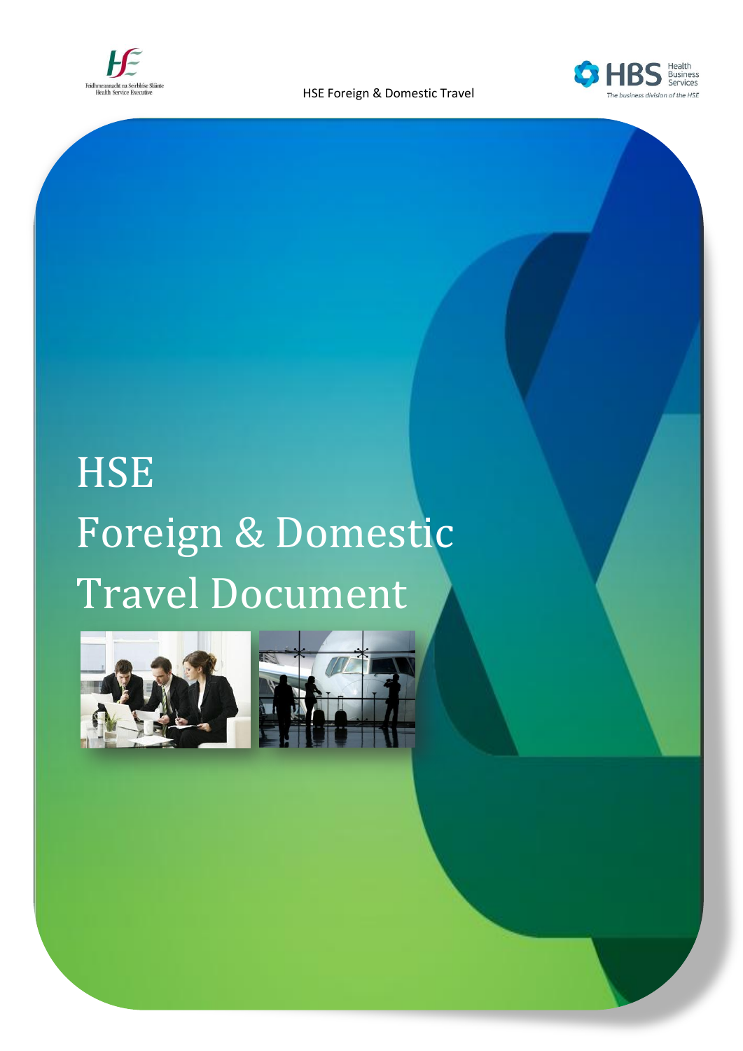# HSE
# Foreign & Domestic Travel Document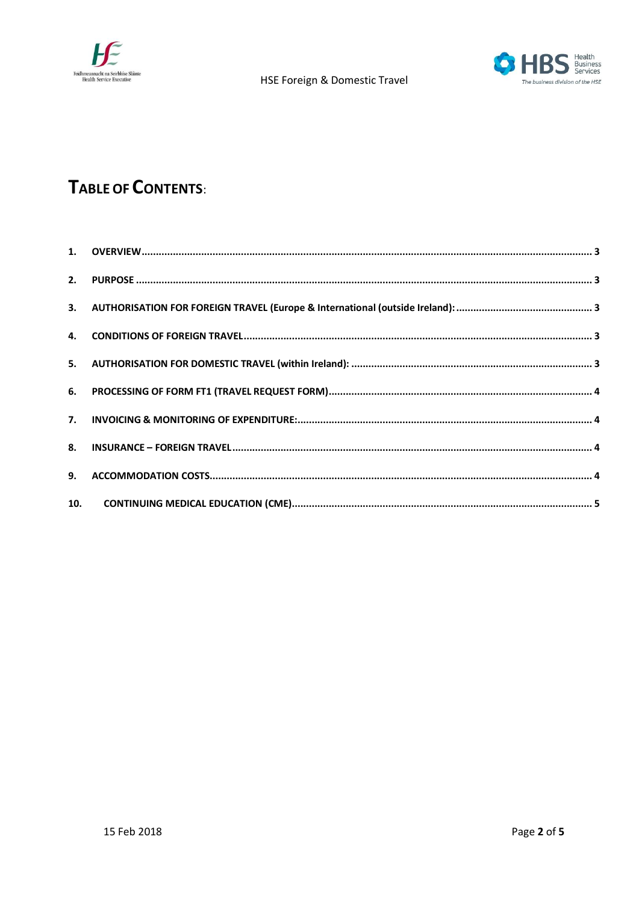# TABLE OF CONTENTS:

1. OVERVIEW ........ 3
2. PURPOSE ........ 3
3. AUTHORISATION FOR FOREIGN TRAVEL (Europe & International (outside Ireland): ........ 3
4. CONDITIONS OF FOREIGN TRAVEL ........ 3
5. AUTHORISATION FOR DOMESTIC TRAVEL (within Ireland): ........ 3
6. PROCESSING OF FORM FT1 (TRAVEL REQUEST FORM) ........ 4
7. INVOICING & MONITORING OF EXPENDITURE: ........ 4
8. INSURANCE – FOREIGN TRAVEL ........ 4
9. ACCOMMODATION COSTS ........ 4
10. CONTINUING MEDICAL EDUCATION (CME) ........ 5

15 Feb 2018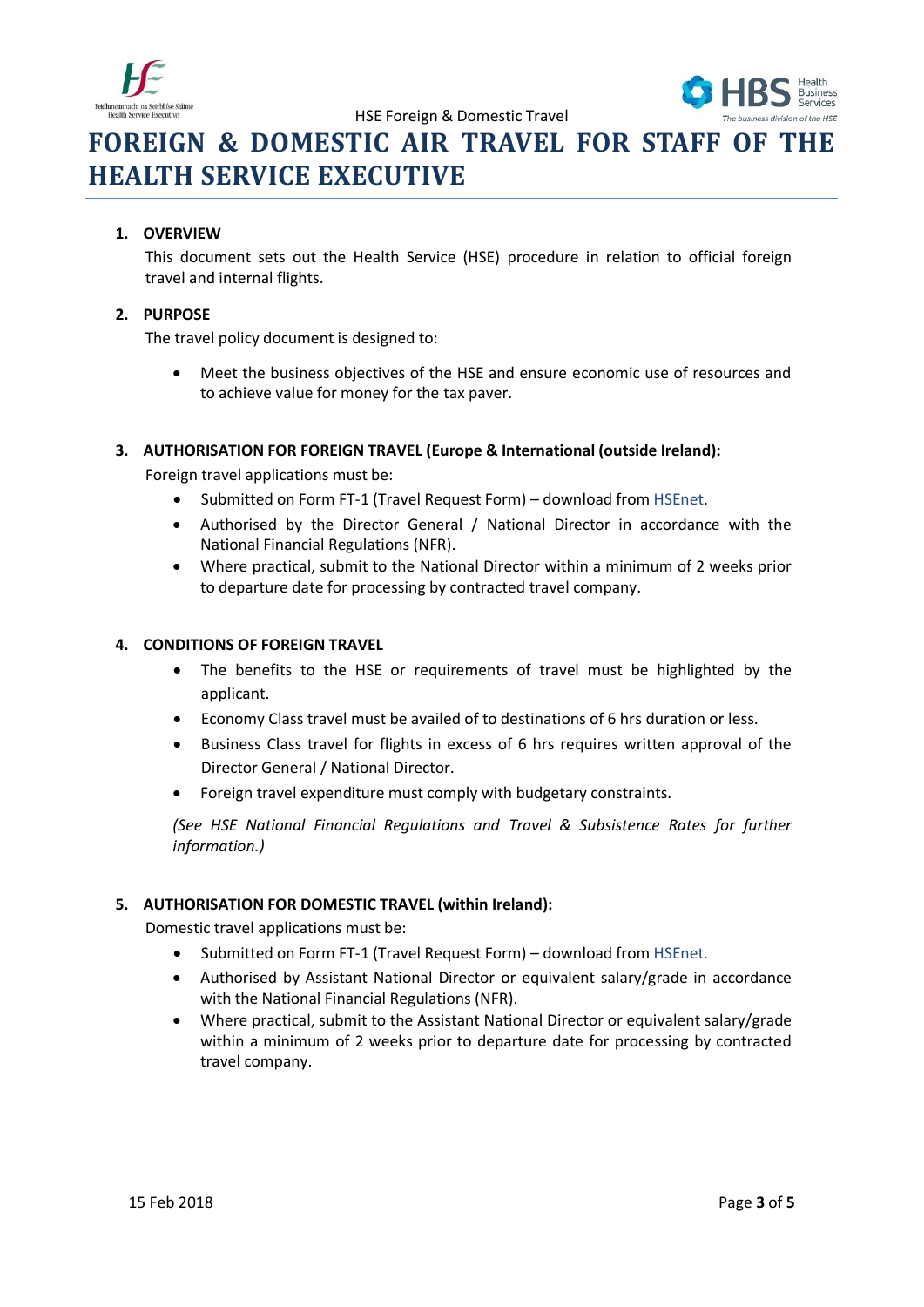# FOREIGN & DOMESTIC AIR TRAVEL FOR STAFF OF THE HEALTH SERVICE EXECUTIVE

## 1. OVERVIEW

This document sets out the Health Service (HSE) procedure in relation to official foreign travel and internal flights.

## 2. PURPOSE

The travel policy document is designed to:

- Meet the business objectives of the HSE and ensure economic use of resources and to achieve value for money for the tax paver.

## 3. AUTHORISATION FOR FOREIGN TRAVEL (Europe & International (outside Ireland):

Foreign travel applications must be:

- Submitted on Form FT-1 (Travel Request Form) – download from HSEnet.
- Authorised by the Director General / National Director in accordance with the National Financial Regulations (NFR).
- Where practical, submit to the National Director within a minimum of 2 weeks prior to departure date for processing by contracted travel company.

## 4. CONDITIONS OF FOREIGN TRAVEL

- The benefits to the HSE or requirements of travel must be highlighted by the applicant.
- Economy Class travel must be availed of to destinations of 6 hrs duration or less.
- Business Class travel for flights in excess of 6 hrs requires written approval of the Director General / National Director.
- Foreign travel expenditure must comply with budgetary constraints.

*(See HSE National Financial Regulations and Travel & Subsistence Rates for further information.)*

## 5. AUTHORISATION FOR DOMESTIC TRAVEL (within Ireland):

Domestic travel applications must be:

- Submitted on Form FT-1 (Travel Request Form) – download from HSEnet.
- Authorised by Assistant National Director or equivalent salary/grade in accordance with the National Financial Regulations (NFR).
- Where practical, submit to the Assistant National Director or equivalent salary/grade within a minimum of 2 weeks prior to departure date for processing by contracted travel company.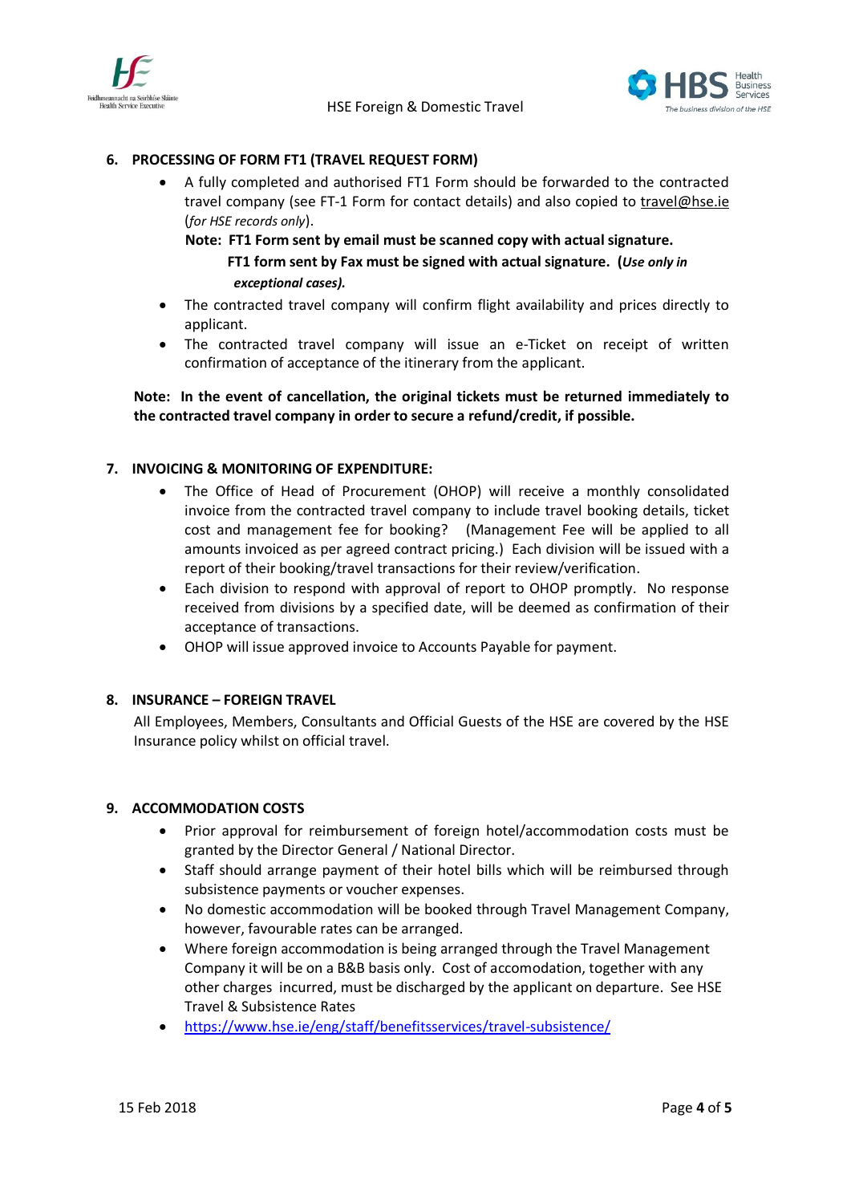## 6. PROCESSING OF FORM FT1 (TRAVEL REQUEST FORM)

- A fully completed and authorised FT1 Form should be forwarded to the contracted travel company (see FT-1 Form for contact details) and also copied to travel@hse.ie (*for HSE records only*).

  **Note: FT1 Form sent by email must be scanned copy with actual signature.**
  **FT1 form sent by Fax must be signed with actual signature. (*Use only in exceptional cases).***

- The contracted travel company will confirm flight availability and prices directly to applicant.
- The contracted travel company will issue an e-Ticket on receipt of written confirmation of acceptance of the itinerary from the applicant.

**Note: In the event of cancellation, the original tickets must be returned immediately to the contracted travel company in order to secure a refund/credit, if possible.**

## 7. INVOICING & MONITORING OF EXPENDITURE:

- The Office of Head of Procurement (OHOP) will receive a monthly consolidated invoice from the contracted travel company to include travel booking details, ticket cost and management fee for booking? (Management Fee will be applied to all amounts invoiced as per agreed contract pricing.) Each division will be issued with a report of their booking/travel transactions for their review/verification.
- Each division to respond with approval of report to OHOP promptly. No response received from divisions by a specified date, will be deemed as confirmation of their acceptance of transactions.
- OHOP will issue approved invoice to Accounts Payable for payment.

## 8. INSURANCE – FOREIGN TRAVEL

All Employees, Members, Consultants and Official Guests of the HSE are covered by the HSE Insurance policy whilst on official travel.

## 9. ACCOMMODATION COSTS

- Prior approval for reimbursement of foreign hotel/accommodation costs must be granted by the Director General / National Director.
- Staff should arrange payment of their hotel bills which will be reimbursed through subsistence payments or voucher expenses.
- No domestic accommodation will be booked through Travel Management Company, however, favourable rates can be arranged.
- Where foreign accommodation is being arranged through the Travel Management Company it will be on a B&B basis only. Cost of accomodation, together with any other charges incurred, must be discharged by the applicant on departure. See HSE Travel & Subsistence Rates
- https://www.hse.ie/eng/staff/benefitsservices/travel-subsistence/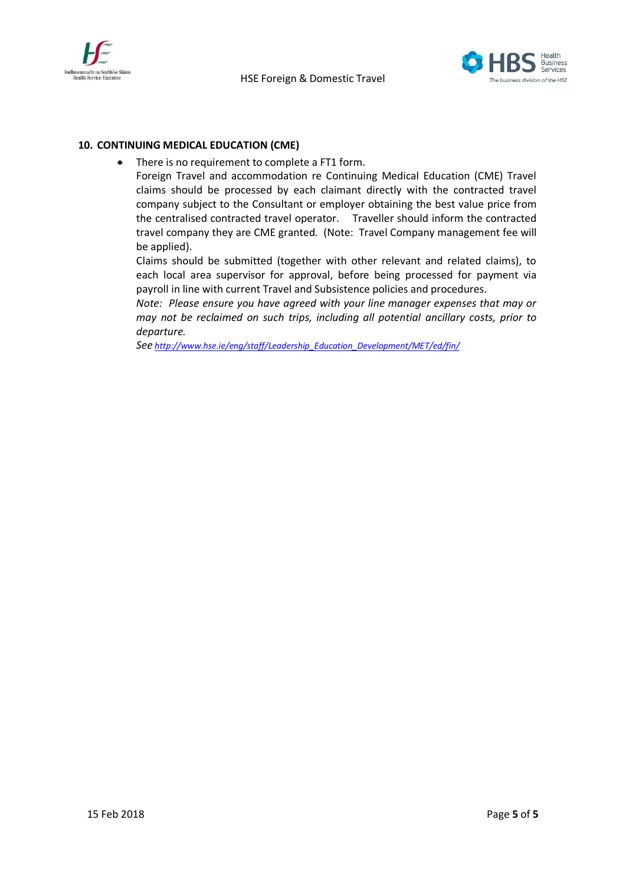## 10. CONTINUING MEDICAL EDUCATION (CME)

- There is no requirement to complete a FT1 form.
  Foreign Travel and accommodation re Continuing Medical Education (CME) Travel claims should be processed by each claimant directly with the contracted travel company subject to the Consultant or employer obtaining the best value price from the centralised contracted travel operator. Traveller should inform the contracted travel company they are CME granted. (Note: Travel Company management fee will be applied).
  Claims should be submitted (together with other relevant and related claims), to each local area supervisor for approval, before being processed for payment via payroll in line with current Travel and Subsistence policies and procedures.
  *Note: Please ensure you have agreed with your line manager expenses that may or may not be reclaimed on such trips, including all potential ancillary costs, prior to departure.*
  *See* http://www.hse.ie/eng/staff/Leadership_Education_Development/MET/ed/fin/